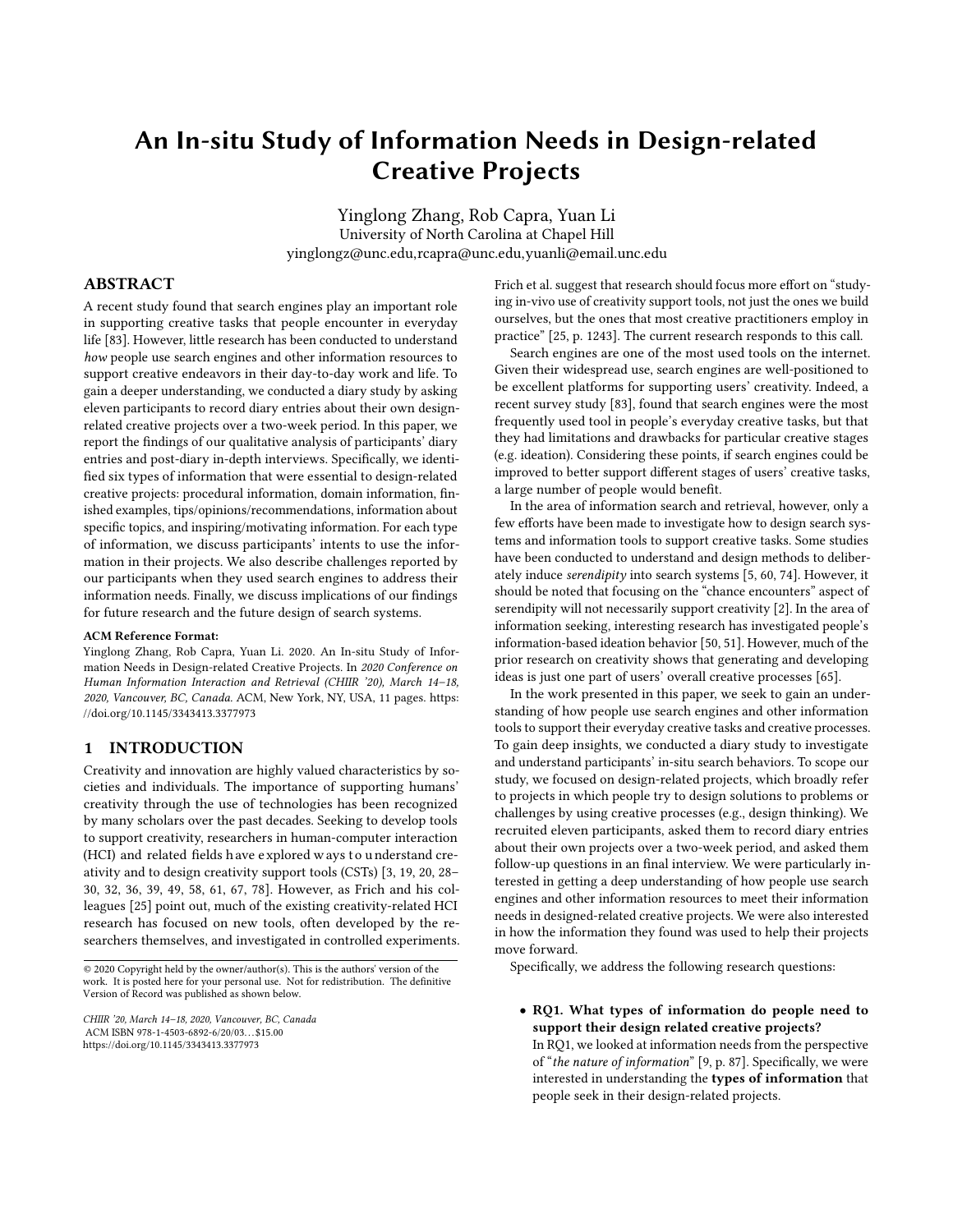# An In-situ Study of Information Needs in Design-related Creative Projects

Yinglong Zhang, Rob Capra, Yuan Li
University of North Carolina at Chapel Hill
yinglongz@unc.edu,rcapra@unc.edu,yuanli@email.unc.edu

## ABSTRACT

A recent study found that search engines play an important role in supporting creative tasks that people encounter in everyday life [83]. However, little research has been conducted to understand *how* people use search engines and other information resources to support creative endeavors in their day-to-day work and life. To gain a deeper understanding, we conducted a diary study by asking eleven participants to record diary entries about their own design-related creative projects over a two-week period. In this paper, we report the findings of our qualitative analysis of participants' diary entries and post-diary in-depth interviews. Specifically, we identified six types of information that were essential to design-related creative projects: procedural information, domain information, finished examples, tips/opinions/recommendations, information about specific topics, and inspiring/motivating information. For each type of information, we discuss participants' intents to use the information in their projects. We also describe challenges reported by our participants when they used search engines to address their information needs. Finally, we discuss implications of our findings for future research and the future design of search systems.

**ACM Reference Format:**
Yinglong Zhang, Rob Capra, Yuan Li. 2020. An In-situ Study of Information Needs in Design-related Creative Projects. In *2020 Conference on Human Information Interaction and Retrieval (CHIIR '20), March 14–18, 2020, Vancouver, BC, Canada.* ACM, New York, NY, USA, 11 pages. https://doi.org/10.1145/3343413.3377973

## 1 INTRODUCTION

Creativity and innovation are highly valued characteristics by societies and individuals. The importance of supporting humans' creativity through the use of technologies has been recognized by many scholars over the past decades. Seeking to develop tools to support creativity, researchers in human-computer interaction (HCI) and related fields have explored ways to understand creativity and to design creativity support tools (CSTs) [3, 19, 20, 28–30, 32, 36, 39, 49, 58, 61, 67, 78]. However, as Frich and his colleagues [25] point out, much of the existing creativity-related HCI research has focused on new tools, often developed by the researchers themselves, and investigated in controlled experiments. Frich et al. suggest that research should focus more effort on "studying in-vivo use of creativity support tools, not just the ones we build ourselves, but the ones that most creative practitioners employ in practice" [25, p. 1243]. The current research responds to this call.

Search engines are one of the most used tools on the internet. Given their widespread use, search engines are well-positioned to be excellent platforms for supporting users' creativity. Indeed, a recent survey study [83], found that search engines were the most frequently used tool in people's everyday creative tasks, but that they had limitations and drawbacks for particular creative stages (e.g. ideation). Considering these points, if search engines could be improved to better support different stages of users' creative tasks, a large number of people would benefit.

In the area of information search and retrieval, however, only a few efforts have been made to investigate how to design search systems and information tools to support creative tasks. Some studies have been conducted to understand and design methods to deliberately induce *serendipity* into search systems [5, 60, 74]. However, it should be noted that focusing on the "chance encounters" aspect of serendipity will not necessarily support creativity [2]. In the area of information seeking, interesting research has investigated people's information-based ideation behavior [50, 51]. However, much of the prior research on creativity shows that generating and developing ideas is just one part of users' overall creative processes [65].

In the work presented in this paper, we seek to gain an understanding of how people use search engines and other information tools to support their everyday creative tasks and creative processes. To gain deep insights, we conducted a diary study to investigate and understand participants' in-situ search behaviors. To scope our study, we focused on design-related projects, which broadly refer to projects in which people try to design solutions to problems or challenges by using creative processes (e.g., design thinking). We recruited eleven participants, asked them to record diary entries about their own projects over a two-week period, and asked them follow-up questions in an final interview. We were particularly interested in getting a deep understanding of how people use search engines and other information resources to meet their information needs in designed-related creative projects. We were also interested in how the information they found was used to help their projects move forward.

Specifically, we address the following research questions:

- **RQ1. What types of information do people need to support their design related creative projects?**
  In RQ1, we looked at information needs from the perspective of "*the nature of information*" [9, p. 87]. Specifically, we were interested in understanding the **types of information** that people seek in their design-related projects.

© 2020 Copyright held by the owner/author(s). This is the authors' version of the work. It is posted here for your personal use. Not for redistribution. The definitive Version of Record was published as shown below.

*CHIIR '20, March 14–18, 2020, Vancouver, BC, Canada*
ACM ISBN 978-1-4503-6892-6/20/03…$15.00
https://doi.org/10.1145/3343413.3377973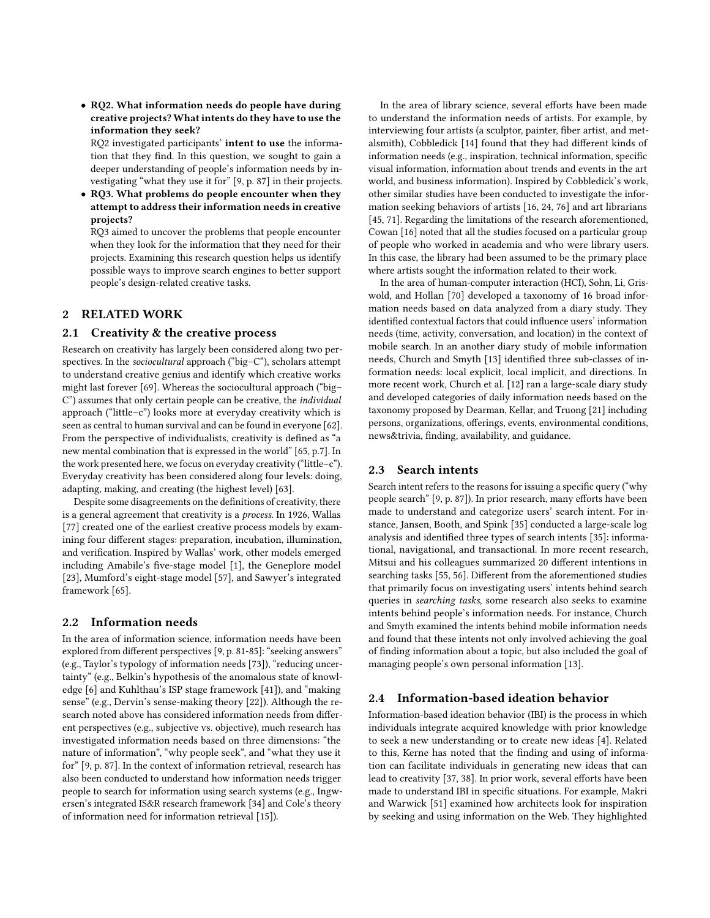- **RQ2. What information needs do people have during creative projects? What intents do they have to use the information they seek?**

  RQ2 investigated participants' **intent to use** the information that they find. In this question, we sought to gain a deeper understanding of people's information needs by investigating "what they use it for" [9, p. 87] in their projects.

- **RQ3. What problems do people encounter when they attempt to address their information needs in creative projects?**

  RQ3 aimed to uncover the problems that people encounter when they look for the information that they need for their projects. Examining this research question helps us identify possible ways to improve search engines to better support people's design-related creative tasks.

## 2 RELATED WORK

### 2.1 Creativity & the creative process

Research on creativity has largely been considered along two perspectives. In the *sociocultural* approach ("big–C"), scholars attempt to understand creative genius and identify which creative works might last forever [69]. Whereas the sociocultural approach ("big–C") assumes that only certain people can be creative, the *individual* approach ("little–c") looks more at everyday creativity which is seen as central to human survival and can be found in everyone [62]. From the perspective of individualists, creativity is defined as "a new mental combination that is expressed in the world" [65, p.7]. In the work presented here, we focus on everyday creativity ("little–c"). Everyday creativity has been considered along four levels: doing, adapting, making, and creating (the highest level) [63].

Despite some disagreements on the definitions of creativity, there is a general agreement that creativity is a *process*. In 1926, Wallas [77] created one of the earliest creative process models by examining four different stages: preparation, incubation, illumination, and verification. Inspired by Wallas' work, other models emerged including Amabile's five-stage model [1], the Geneplore model [23], Mumford's eight-stage model [57], and Sawyer's integrated framework [65].

### 2.2 Information needs

In the area of information science, information needs have been explored from different perspectives [9, p. 81-85]: "seeking answers" (e.g., Taylor's typology of information needs [73]), "reducing uncertainty" (e.g., Belkin's hypothesis of the anomalous state of knowledge [6] and Kuhlthau's ISP stage framework [41]), and "making sense" (e.g., Dervin's sense-making theory [22]). Although the research noted above has considered information needs from different perspectives (e.g., subjective vs. objective), much research has investigated information needs based on three dimensions: "the nature of information", "why people seek", and "what they use it for" [9, p. 87]. In the context of information retrieval, research has also been conducted to understand how information needs trigger people to search for information using search systems (e.g., Ingwersen's integrated IS&R research framework [34] and Cole's theory of information need for information retrieval [15]).

In the area of library science, several efforts have been made to understand the information needs of artists. For example, by interviewing four artists (a sculptor, painter, fiber artist, and metalsmith), Cobbledick [14] found that they had different kinds of information needs (e.g., inspiration, technical information, specific visual information, information about trends and events in the art world, and business information). Inspired by Cobbledick's work, other similar studies have been conducted to investigate the information seeking behaviors of artists [16, 24, 76] and art librarians [45, 71]. Regarding the limitations of the research aforementioned, Cowan [16] noted that all the studies focused on a particular group of people who worked in academia and who were library users. In this case, the library had been assumed to be the primary place where artists sought the information related to their work.

In the area of human-computer interaction (HCI), Sohn, Li, Griswold, and Hollan [70] developed a taxonomy of 16 broad information needs based on data analyzed from a diary study. They identified contextual factors that could influence users' information needs (time, activity, conversation, and location) in the context of mobile search. In an another diary study of mobile information needs, Church and Smyth [13] identified three sub-classes of information needs: local explicit, local implicit, and directions. In more recent work, Church et al. [12] ran a large-scale diary study and developed categories of daily information needs based on the taxonomy proposed by Dearman, Kellar, and Truong [21] including persons, organizations, offerings, events, environmental conditions, news&trivia, finding, availability, and guidance.

### 2.3 Search intents

Search intent refers to the reasons for issuing a specific query ("why people search" [9, p. 87]). In prior research, many efforts have been made to understand and categorize users' search intent. For instance, Jansen, Booth, and Spink [35] conducted a large-scale log analysis and identified three types of search intents [35]: informational, navigational, and transactional. In more recent research, Mitsui and his colleagues summarized 20 different intentions in searching tasks [55, 56]. Different from the aforementioned studies that primarily focus on investigating users' intents behind search queries in *searching tasks*, some research also seeks to examine intents behind people's information needs. For instance, Church and Smyth examined the intents behind mobile information needs and found that these intents not only involved achieving the goal of finding information about a topic, but also included the goal of managing people's own personal information [13].

### 2.4 Information-based ideation behavior

Information-based ideation behavior (IBI) is the process in which individuals integrate acquired knowledge with prior knowledge to seek a new understanding or to create new ideas [4]. Related to this, Kerne has noted that the finding and using of information can facilitate individuals in generating new ideas that can lead to creativity [37, 38]. In prior work, several efforts have been made to understand IBI in specific situations. For example, Makri and Warwick [51] examined how architects look for inspiration by seeking and using information on the Web. They highlighted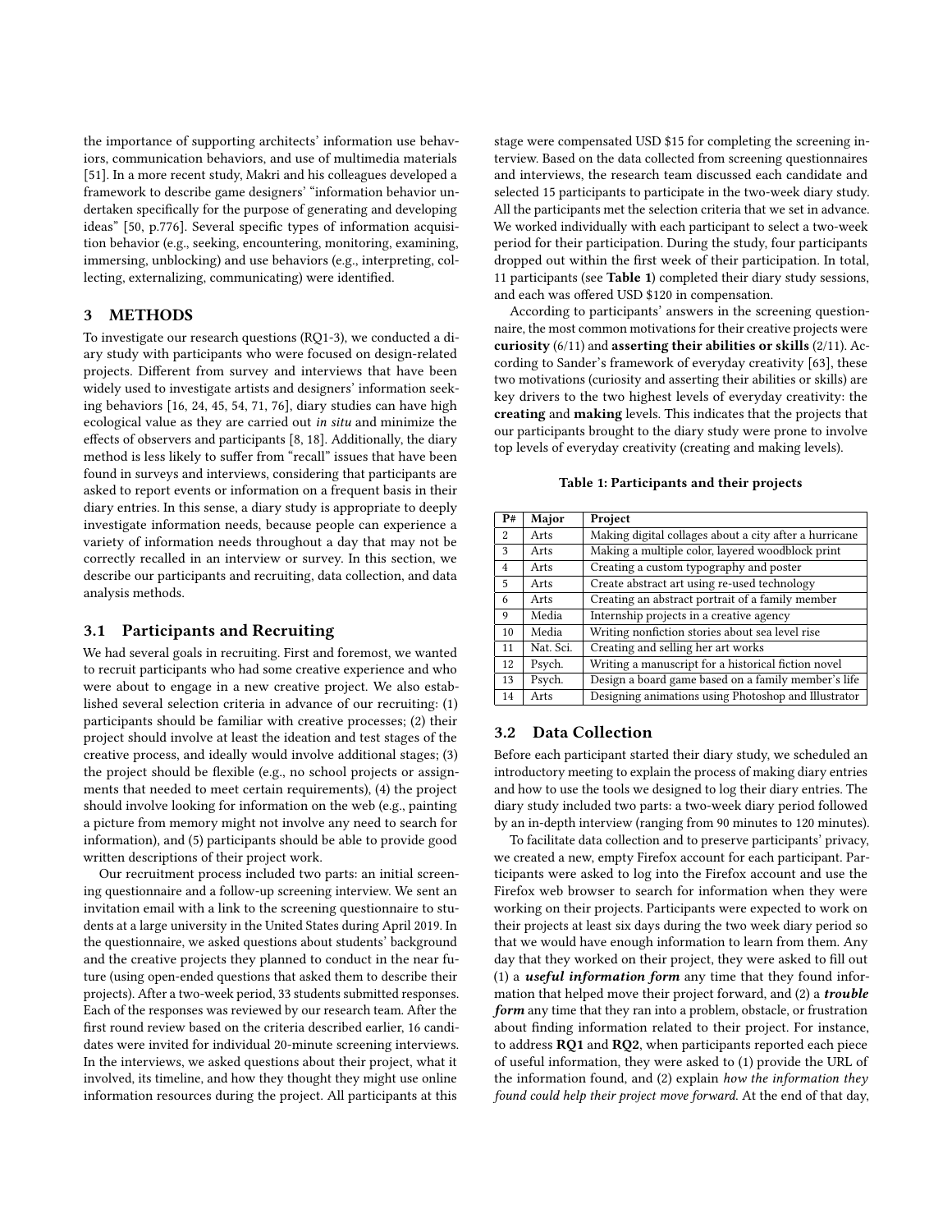the importance of supporting architects' information use behaviors, communication behaviors, and use of multimedia materials [51]. In a more recent study, Makri and his colleagues developed a framework to describe game designers' "information behavior undertaken specifically for the purpose of generating and developing ideas" [50, p.776]. Several specific types of information acquisition behavior (e.g., seeking, encountering, monitoring, examining, immersing, unblocking) and use behaviors (e.g., interpreting, collecting, externalizing, communicating) were identified.

## 3 METHODS

To investigate our research questions (RQ1-3), we conducted a diary study with participants who were focused on design-related projects. Different from survey and interviews that have been widely used to investigate artists and designers' information seeking behaviors [16, 24, 45, 54, 71, 76], diary studies can have high ecological value as they are carried out *in situ* and minimize the effects of observers and participants [8, 18]. Additionally, the diary method is less likely to suffer from "recall" issues that have been found in surveys and interviews, considering that participants are asked to report events or information on a frequent basis in their diary entries. In this sense, a diary study is appropriate to deeply investigate information needs, because people can experience a variety of information needs throughout a day that may not be correctly recalled in an interview or survey. In this section, we describe our participants and recruiting, data collection, and data analysis methods.

### 3.1 Participants and Recruiting

We had several goals in recruiting. First and foremost, we wanted to recruit participants who had some creative experience and who were about to engage in a new creative project. We also established several selection criteria in advance of our recruiting: (1) participants should be familiar with creative processes; (2) their project should involve at least the ideation and test stages of the creative process, and ideally would involve additional stages; (3) the project should be flexible (e.g., no school projects or assignments that needed to meet certain requirements), (4) the project should involve looking for information on the web (e.g., painting a picture from memory might not involve any need to search for information), and (5) participants should be able to provide good written descriptions of their project work.

Our recruitment process included two parts: an initial screening questionnaire and a follow-up screening interview. We sent an invitation email with a link to the screening questionnaire to students at a large university in the United States during April 2019. In the questionnaire, we asked questions about students' background and the creative projects they planned to conduct in the near future (using open-ended questions that asked them to describe their projects). After a two-week period, 33 students submitted responses. Each of the responses was reviewed by our research team. After the first round review based on the criteria described earlier, 16 candidates were invited for individual 20-minute screening interviews. In the interviews, we asked questions about their project, what it involved, its timeline, and how they thought they might use online information resources during the project. All participants at this stage were compensated USD $15 for completing the screening interview. Based on the data collected from screening questionnaires and interviews, the research team discussed each candidate and selected 15 participants to participate in the two-week diary study. All the participants met the selection criteria that we set in advance. We worked individually with each participant to select a two-week period for their participation. During the study, four participants dropped out within the first week of their participation. In total, 11 participants (see **Table 1**) completed their diary study sessions, and each was offered USD $120 in compensation.

According to participants' answers in the screening questionnaire, the most common motivations for their creative projects were **curiosity** (6/11) and **asserting their abilities or skills** (2/11). According to Sander's framework of everyday creativity [63], these two motivations (curiosity and asserting their abilities or skills) are key drivers to the two highest levels of everyday creativity: the **creating** and **making** levels. This indicates that the projects that our participants brought to the diary study were prone to involve top levels of everyday creativity (creating and making levels).

**Table 1: Participants and their projects**

| P# | Major | Project |
|---|---|---|
| 2 | Arts | Making digital collages about a city after a hurricane |
| 3 | Arts | Making a multiple color, layered woodblock print |
| 4 | Arts | Creating a custom typography and poster |
| 5 | Arts | Create abstract art using re-used technology |
| 6 | Arts | Creating an abstract portrait of a family member |
| 9 | Media | Internship projects in a creative agency |
| 10 | Media | Writing nonfiction stories about sea level rise |
| 11 | Nat. Sci. | Creating and selling her art works |
| 12 | Psych. | Writing a manuscript for a historical fiction novel |
| 13 | Psych. | Design a board game based on a family member's life |
| 14 | Arts | Designing animations using Photoshop and Illustrator |

### 3.2 Data Collection

Before each participant started their diary study, we scheduled an introductory meeting to explain the process of making diary entries and how to use the tools we designed to log their diary entries. The diary study included two parts: a two-week diary period followed by an in-depth interview (ranging from 90 minutes to 120 minutes).

To facilitate data collection and to preserve participants' privacy, we created a new, empty Firefox account for each participant. Participants were asked to log into the Firefox account and use the Firefox web browser to search for information when they were working on their projects. Participants were expected to work on their projects at least six days during the two week diary period so that we would have enough information to learn from them. Any day that they worked on their project, they were asked to fill out (1) a ***useful information form*** any time that they found information that helped move their project forward, and (2) a ***trouble form*** any time that they ran into a problem, obstacle, or frustration about finding information related to their project. For instance, to address **RQ1** and **RQ2**, when participants reported each piece of useful information, they were asked to (1) provide the URL of the information found, and (2) explain *how the information they found could help their project move forward.* At the end of that day,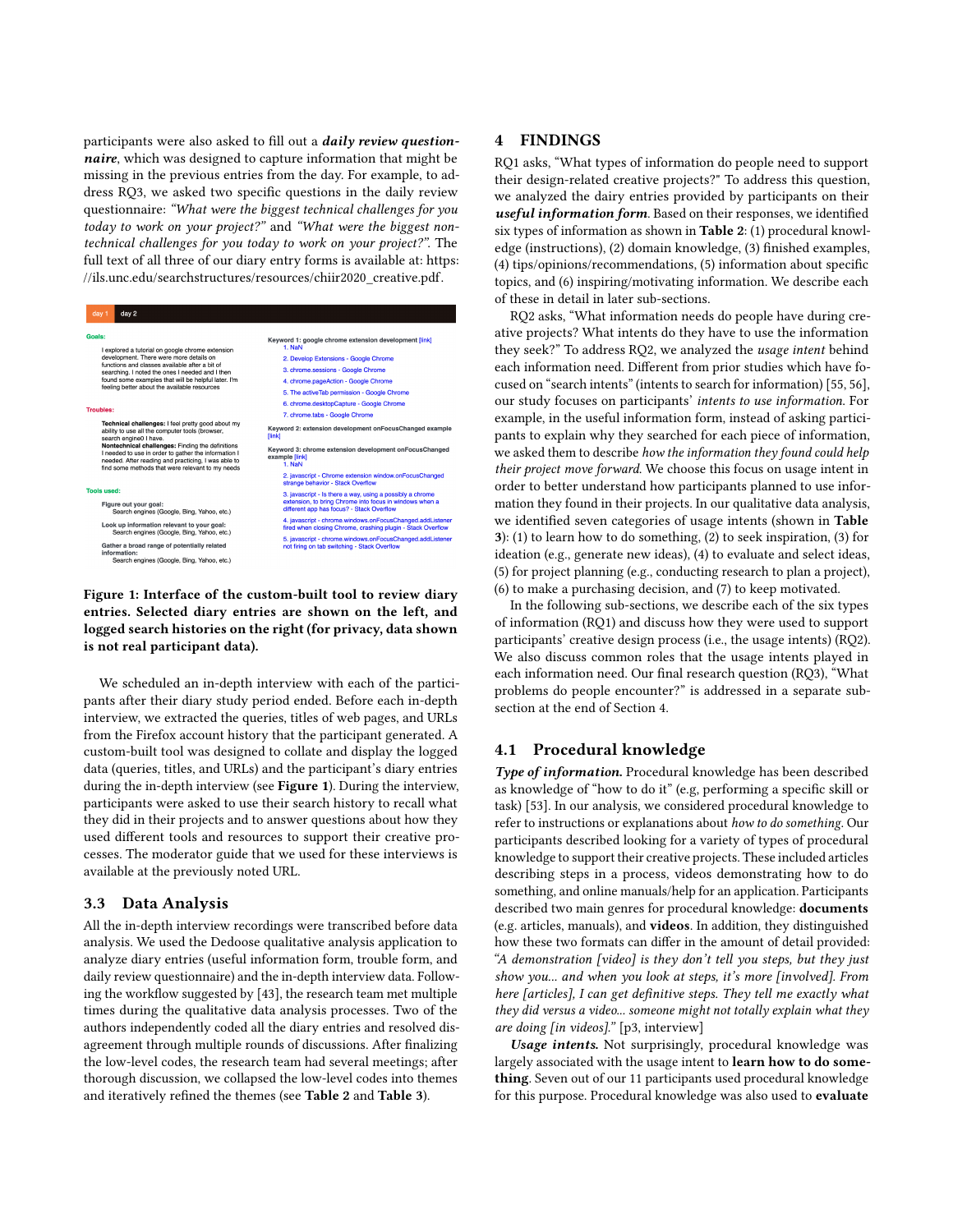participants were also asked to fill out a ***daily review questionnaire***, which was designed to capture information that might be missing in the previous entries from the day. For example, to address RQ3, we asked two specific questions in the daily review questionnaire: *"What were the biggest technical challenges for you today to work on your project?"* and *"What were the biggest non-technical challenges for you today to work on your project?"*. The full text of all three of our diary entry forms is available at: https://ils.unc.edu/searchstructures/resources/chiir2020_creative.pdf.

**Figure 1: Interface of the custom-built tool to review diary entries. Selected diary entries are shown on the left, and logged search histories on the right (for privacy, data shown is not real participant data).**

We scheduled an in-depth interview with each of the participants after their diary study period ended. Before each in-depth interview, we extracted the queries, titles of web pages, and URLs from the Firefox account history that the participant generated. A custom-built tool was designed to collate and display the logged data (queries, titles, and URLs) and the participant's diary entries during the in-depth interview (see **Figure 1**). During the interview, participants were asked to use their search history to recall what they did in their projects and to answer questions about how they used different tools and resources to support their creative processes. The moderator guide that we used for these interviews is available at the previously noted URL.

## 3.3 Data Analysis

All the in-depth interview recordings were transcribed before data analysis. We used the Dedoose qualitative analysis application to analyze diary entries (useful information form, trouble form, and daily review questionnaire) and the in-depth interview data. Following the workflow suggested by [43], the research team met multiple times during the qualitative data analysis processes. Two of the authors independently coded all the diary entries and resolved disagreement through multiple rounds of discussions. After finalizing the low-level codes, the research team had several meetings; after thorough discussion, we collapsed the low-level codes into themes and iteratively refined the themes (see **Table 2** and **Table 3**).

# 4 FINDINGS

RQ1 asks, "What types of information do people need to support their design-related creative projects?" To address this question, we analyzed the dairy entries provided by participants on their ***useful information form***. Based on their responses, we identified six types of information as shown in **Table 2**: (1) procedural knowledge (instructions), (2) domain knowledge, (3) finished examples, (4) tips/opinions/recommendations, (5) information about specific topics, and (6) inspiring/motivating information. We describe each of these in detail in later sub-sections.

RQ2 asks, "What information needs do people have during creative projects? What intents do they have to use the information they seek?" To address RQ2, we analyzed the *usage intent* behind each information need. Different from prior studies which have focused on "search intents" (intents to search for information) [55, 56], our study focuses on participants' *intents to use information*. For example, in the useful information form, instead of asking participants to explain why they searched for each piece of information, we asked them to describe *how the information they found could help their project move forward*. We choose this focus on usage intent in order to better understand how participants planned to use information they found in their projects. In our qualitative data analysis, we identified seven categories of usage intents (shown in **Table 3**): (1) to learn how to do something, (2) to seek inspiration, (3) for ideation (e.g., generate new ideas), (4) to evaluate and select ideas, (5) for project planning (e.g., conducting research to plan a project), (6) to make a purchasing decision, and (7) to keep motivated.

In the following sub-sections, we describe each of the six types of information (RQ1) and discuss how they were used to support participants' creative design process (i.e., the usage intents) (RQ2). We also discuss common roles that the usage intents played in each information need. Our final research question (RQ3), "What problems do people encounter?" is addressed in a separate subsection at the end of Section 4.

## 4.1 Procedural knowledge

***Type of information.*** Procedural knowledge has been described as knowledge of "how to do it" (e.g, performing a specific skill or task) [53]. In our analysis, we considered procedural knowledge to refer to instructions or explanations about *how to do something*. Our participants described looking for a variety of types of procedural knowledge to support their creative projects. These included articles describing steps in a process, videos demonstrating how to do something, and online manuals/help for an application. Participants described two main genres for procedural knowledge: **documents** (e.g. articles, manuals), and **videos**. In addition, they distinguished how these two formats can differ in the amount of detail provided: *"A demonstration [video] is they don't tell you steps, but they just show you... and when you look at steps, it's more [involved]. From here [articles], I can get definitive steps. They tell me exactly what they did versus a video... someone might not totally explain what they are doing [in videos]."* [p3, interview]

***Usage intents.*** Not surprisingly, procedural knowledge was largely associated with the usage intent to **learn how to do something**. Seven out of our 11 participants used procedural knowledge for this purpose. Procedural knowledge was also used to **evaluate**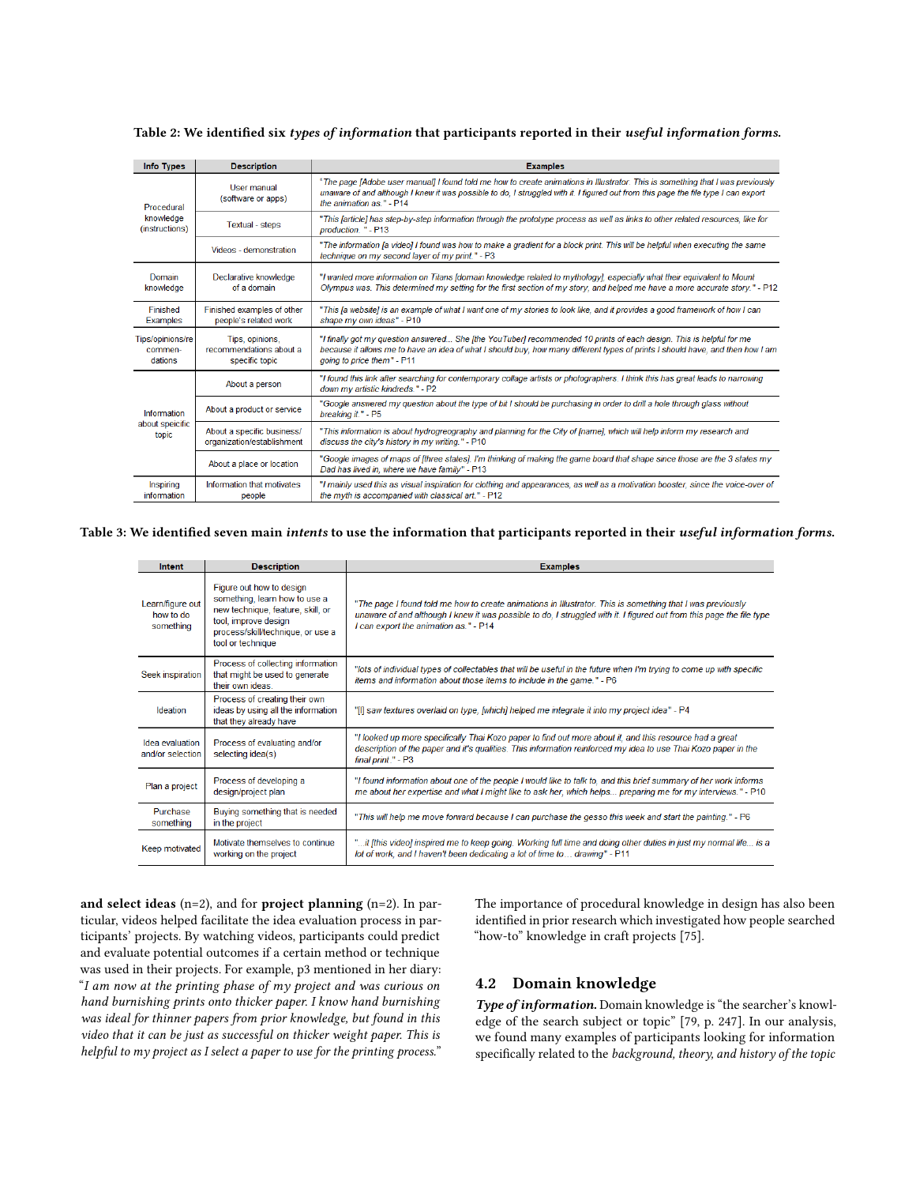Table 2: We identified six *types of information* that participants reported in their *useful information forms*.

| Info Types | Description | Examples |
|---|---|---|
| Procedural knowledge (instructions) | User manual (software or apps) | "The page [Adobe user manual] I found told me how to create animations in Illustrator. This is something that I was previously unaware of and although I knew it was possible to do, I struggled with it. I figured out from this page the file type I can export the animation as." - P14 |
| | Textual - steps | "This [article] has step-by-step information through the prototype process as well as links to other related resources, like for production. " - P13 |
| | Videos - demonstration | "The information [a video] I found was how to make a gradient for a block print. This will be helpful when executing the same technique on my second layer of my print." - P3 |
| Domain knowledge | Declarative knowledge of a domain | "I wanted more information on Titans [domain knowledge related to mythology], especially what their equivalent to Mount Olympus was. This determined my setting for the first section of my story, and helped me have a more accurate story." - P12 |
| Finished Examples | Finished examples of other people's related work | "This [a website] is an example of what I want one of my stories to look like, and it provides a good framework of how I can shape my own ideas" - P10 |
| Tips/opinions/recommendations | Tips, opinions, recommendations about a specific topic | "I finally got my question answered... She [the YouTuber] recommended 10 prints of each design. This is helpful for me because it allows me to have an idea of what I should buy, how many different types of prints I should have, and then how I am going to price them" - P11 |
| Information about specific topic | About a person | "I found this link after searching for contemporary collage artists or photographers. I think this has great leads to narrowing down my artistic kindreds." - P2 |
| | About a product or service | "Google answered my question about the type of bit I should be purchasing in order to drill a hole through glass without breaking it." - P5 |
| | About a specific business/ organization/establishment | "This information is about hydrogreography and planning for the City of [name], which will help inform my research and discuss the city's history in my writing." - P10 |
| | About a place or location | "Google images of maps of [three states]. I'm thinking of making the game board that shape since those are the 3 states my Dad has lived in, where we have family" - P13 |
| Inspiring information | Information that motivates people | "I mainly used this as visual inspiration for clothing and appearances, as well as a motivation booster, since the voice-over of the myth is accompanied with classical art." - P12 |

Table 3: We identified seven main *intents* to use the information that participants reported in their *useful information forms*.

| Intent | Description | Examples |
|---|---|---|
| Learn/figure out how to do something | Figure out how to design something, learn how to use a new technique, feature, skill, or tool, improve design process/skill/technique, or use a tool or technique | "The page I found told me how to create animations in Illustrator. This is something that I was previously unaware of and although I knew it was possible to do, I struggled with it. I figured out from this page the file type I can export the animation as." - P14 |
| Seek inspiration | Process of collecting information that might be used to generate their own ideas. | "lots of individual types of collectables that will be useful in the future when I'm trying to come up with specific items and information about those items to include in the game." - P6 |
| Ideation | Process of creating their own ideas by using all the information that they already have | "[I] saw textures overlaid on type, [which] helped me integrate it into my project idea" - P4 |
| Idea evaluation and/or selection | Process of evaluating and/or selecting idea(s) | "I looked up more specifically Thai Kozo paper to find out more about it, and this resource had a great description of the paper and it's qualities. This information reinforced my idea to use Thai Kozo paper in the final print." - P3 |
| Plan a project | Process of developing a design/project plan | "I found information about one of the people I would like to talk to, and this brief summary of her work informs me about her expertise and what I might like to ask her, which helps... preparing me for my interviews." - P10 |
| Purchase something | Buying something that is needed in the project | "This will help me move forward because I can purchase the gesso this week and start the painting." - P6 |
| Keep motivated | Motivate themselves to continue working on the project | "...it [this video] inspired me to keep going. Working full time and doing other duties in just my normal life... is a lot of work, and I haven't been dedicating a lot of time to... drawing" - P11 |

**and select ideas** (n=2), and for **project planning** (n=2). In particular, videos helped facilitate the idea evaluation process in participants' projects. By watching videos, participants could predict and evaluate potential outcomes if a certain method or technique was used in their projects. For example, p3 mentioned in her diary: "*I am now at the printing phase of my project and was curious on hand burnishing prints onto thicker paper. I know hand burnishing was ideal for thinner papers from prior knowledge, but found in this video that it can be just as successful on thicker weight paper. This is helpful to my project as I select a paper to use for the printing process.*"

The importance of procedural knowledge in design has also been identified in prior research which investigated how people searched "how-to" knowledge in craft projects [75].

## 4.2 Domain knowledge

***Type of information.*** Domain knowledge is "the searcher's knowledge of the search subject or topic" [79, p. 247]. In our analysis, we found many examples of participants looking for information specifically related to the *background, theory, and history of the topic*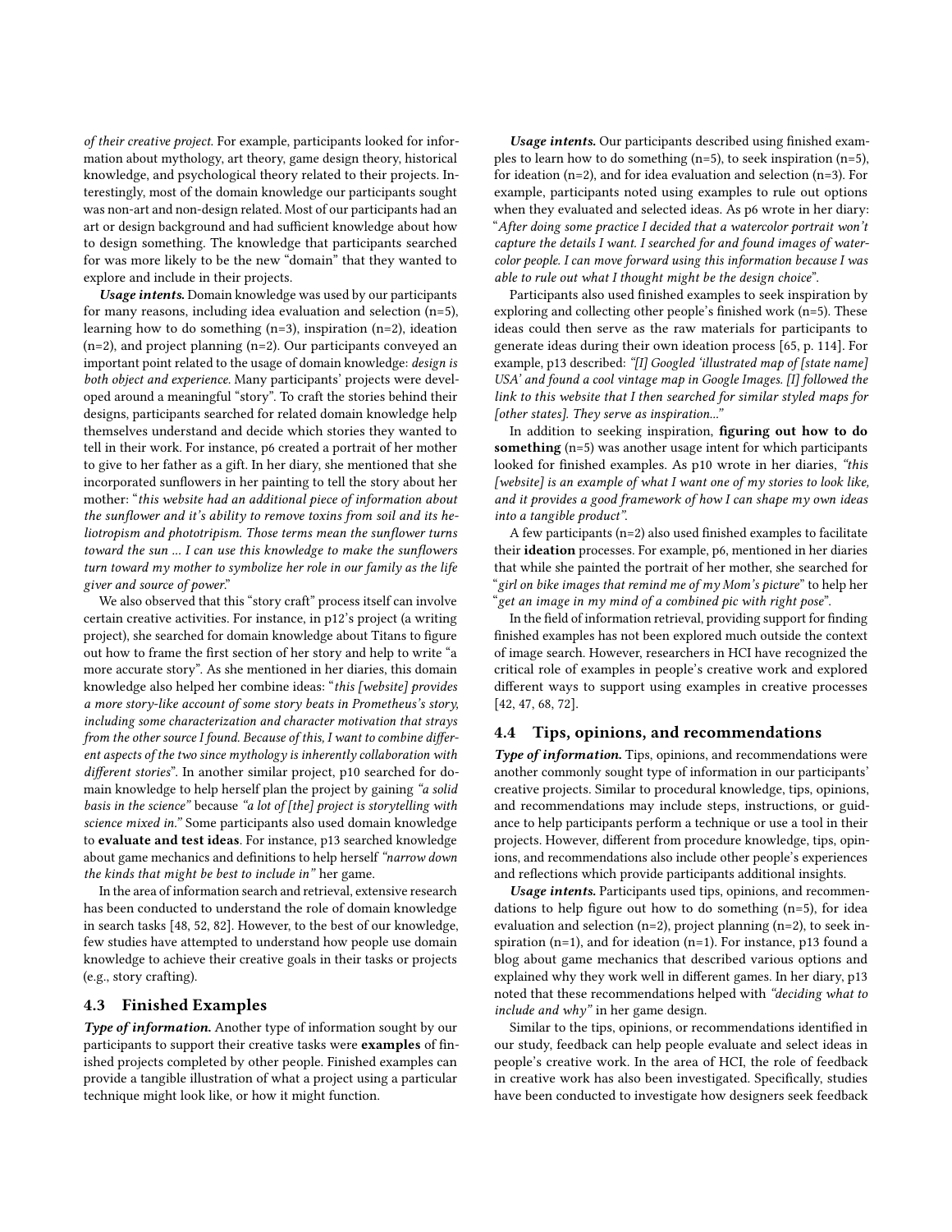*of their creative project*. For example, participants looked for information about mythology, art theory, game design theory, historical knowledge, and psychological theory related to their projects. Interestingly, most of the domain knowledge our participants sought was non-art and non-design related. Most of our participants had an art or design background and had sufficient knowledge about how to design something. The knowledge that participants searched for was more likely to be the new "domain" that they wanted to explore and include in their projects.

***Usage intents.*** Domain knowledge was used by our participants for many reasons, including idea evaluation and selection (n=5), learning how to do something (n=3), inspiration (n=2), ideation (n=2), and project planning (n=2). Our participants conveyed an important point related to the usage of domain knowledge: *design is both object and experience*. Many participants' projects were developed around a meaningful "story". To craft the stories behind their designs, participants searched for related domain knowledge help themselves understand and decide which stories they wanted to tell in their work. For instance, p6 created a portrait of her mother to give to her father as a gift. In her diary, she mentioned that she incorporated sunflowers in her painting to tell the story about her mother: "*this website had an additional piece of information about the sunflower and it's ability to remove toxins from soil and its heliotropism and phototripism. Those terms mean the sunflower turns toward the sun ... I can use this knowledge to make the sunflowers turn toward my mother to symbolize her role in our family as the life giver and source of power.*"

We also observed that this "story craft" process itself can involve certain creative activities. For instance, in p12's project (a writing project), she searched for domain knowledge about Titans to figure out how to frame the first section of her story and help to write "a more accurate story". As she mentioned in her diaries, this domain knowledge also helped her combine ideas: "*this [website] provides a more story-like account of some story beats in Prometheus's story, including some characterization and character motivation that strays from the other source I found. Because of this, I want to combine different aspects of the two since mythology is inherently collaboration with different stories*". In another similar project, p10 searched for domain knowledge to help herself plan the project by gaining *"a solid basis in the science"* because *"a lot of [the] project is storytelling with science mixed in."* Some participants also used domain knowledge to **evaluate and test ideas**. For instance, p13 searched knowledge about game mechanics and definitions to help herself *"narrow down the kinds that might be best to include in"* her game.

In the area of information search and retrieval, extensive research has been conducted to understand the role of domain knowledge in search tasks [48, 52, 82]. However, to the best of our knowledge, few studies have attempted to understand how people use domain knowledge to achieve their creative goals in their tasks or projects (e.g., story crafting).

## 4.3 Finished Examples

***Type of information.*** Another type of information sought by our participants to support their creative tasks were **examples** of finished projects completed by other people. Finished examples can provide a tangible illustration of what a project using a particular technique might look like, or how it might function.

***Usage intents.*** Our participants described using finished examples to learn how to do something (n=5), to seek inspiration (n=5), for ideation (n=2), and for idea evaluation and selection (n=3). For example, participants noted using examples to rule out options when they evaluated and selected ideas. As p6 wrote in her diary: "*After doing some practice I decided that a watercolor portrait won't capture the details I want. I searched for and found images of watercolor people. I can move forward using this information because I was able to rule out what I thought might be the design choice*".

Participants also used finished examples to seek inspiration by exploring and collecting other people's finished work (n=5). These ideas could then serve as the raw materials for participants to generate ideas during their own ideation process [65, p. 114]. For example, p13 described: *"[I] Googled 'illustrated map of [state name] USA' and found a cool vintage map in Google Images. [I] followed the link to this website that I then searched for similar styled maps for [other states]. They serve as inspiration..."*

In addition to seeking inspiration, **figuring out how to do something** (n=5) was another usage intent for which participants looked for finished examples. As p10 wrote in her diaries, *"this [website] is an example of what I want one of my stories to look like, and it provides a good framework of how I can shape my own ideas into a tangible product"*.

A few participants (n=2) also used finished examples to facilitate their **ideation** processes. For example, p6, mentioned in her diaries that while she painted the portrait of her mother, she searched for "*girl on bike images that remind me of my Mom's picture*" to help her "*get an image in my mind of a combined pic with right pose*".

In the field of information retrieval, providing support for finding finished examples has not been explored much outside the context of image search. However, researchers in HCI have recognized the critical role of examples in people's creative work and explored different ways to support using examples in creative processes [42, 47, 68, 72].

## 4.4 Tips, opinions, and recommendations

***Type of information.*** Tips, opinions, and recommendations were another commonly sought type of information in our participants' creative projects. Similar to procedural knowledge, tips, opinions, and recommendations may include steps, instructions, or guidance to help participants perform a technique or use a tool in their projects. However, different from procedure knowledge, tips, opinions, and recommendations also include other people's experiences and reflections which provide participants additional insights.

***Usage intents.*** Participants used tips, opinions, and recommendations to help figure out how to do something (n=5), for idea evaluation and selection (n=2), project planning (n=2), to seek inspiration (n=1), and for ideation (n=1). For instance, p13 found a blog about game mechanics that described various options and explained why they work well in different games. In her diary, p13 noted that these recommendations helped with *"deciding what to include and why"* in her game design.

Similar to the tips, opinions, or recommendations identified in our study, feedback can help people evaluate and select ideas in people's creative work. In the area of HCI, the role of feedback in creative work has also been investigated. Specifically, studies have been conducted to investigate how designers seek feedback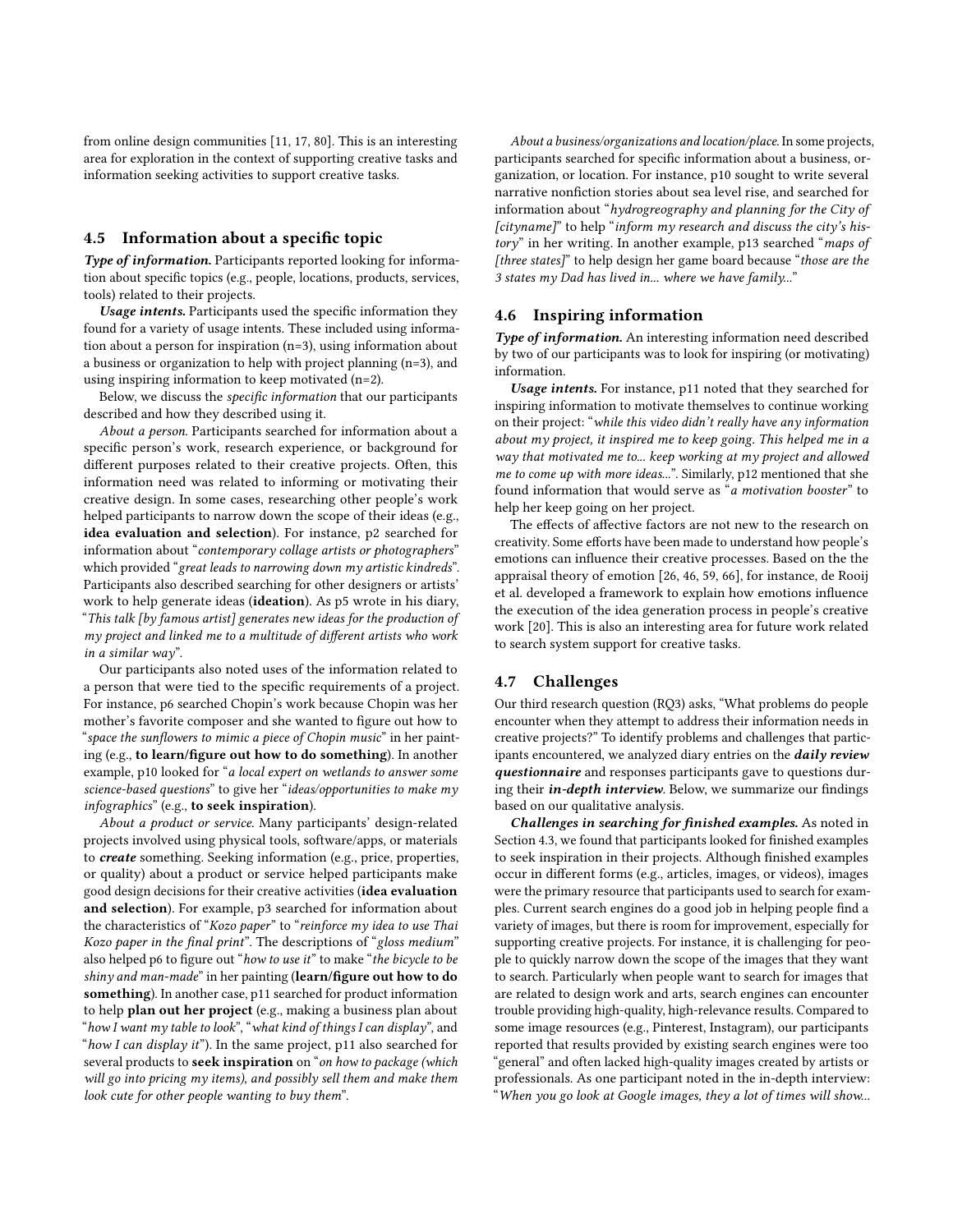from online design communities [11, 17, 80]. This is an interesting area for exploration in the context of supporting creative tasks and information seeking activities to support creative tasks.

## 4.5 Information about a specific topic

***Type of information.*** Participants reported looking for information about specific topics (e.g., people, locations, products, services, tools) related to their projects.

***Usage intents.*** Participants used the specific information they found for a variety of usage intents. These included using information about a person for inspiration (n=3), using information about a business or organization to help with project planning (n=3), and using inspiring information to keep motivated (n=2).

Below, we discuss the *specific information* that our participants described and how they described using it.

*About a person.* Participants searched for information about a specific person's work, research experience, or background for different purposes related to their creative projects. Often, this information need was related to informing or motivating their creative design. In some cases, researching other people's work helped participants to narrow down the scope of their ideas (e.g., **idea evaluation and selection**). For instance, p2 searched for information about "*contemporary collage artists or photographers*" which provided "*great leads to narrowing down my artistic kindreds*". Participants also described searching for other designers or artists' work to help generate ideas (**ideation**). As p5 wrote in his diary, "*This talk [by famous artist] generates new ideas for the production of my project and linked me to a multitude of different artists who work in a similar way*".

Our participants also noted uses of the information related to a person that were tied to the specific requirements of a project. For instance, p6 searched Chopin's work because Chopin was her mother's favorite composer and she wanted to figure out how to "*space the sunflowers to mimic a piece of Chopin music*" in her painting (e.g., **to learn/figure out how to do something**). In another example, p10 looked for "*a local expert on wetlands to answer some science-based questions*" to give her "*ideas/opportunities to make my infographics*" (e.g., **to seek inspiration**).

*About a product or service.* Many participants' design-related projects involved using physical tools, software/apps, or materials to ***create*** something. Seeking information (e.g., price, properties, or quality) about a product or service helped participants make good design decisions for their creative activities (**idea evaluation and selection**). For example, p3 searched for information about the characteristics of "*Kozo paper*" to "*reinforce my idea to use Thai Kozo paper in the final print*". The descriptions of "*gloss medium*" also helped p6 to figure out "*how to use it*" to make "*the bicycle to be shiny and man-made*" in her painting (**learn/figure out how to do something**). In another case, p11 searched for product information to help **plan out her project** (e.g., making a business plan about "*how I want my table to look*", "*what kind of things I can display*", and "*how I can display it*"). In the same project, p11 also searched for several products to **seek inspiration** on "*on how to package (which will go into pricing my items), and possibly sell them and make them look cute for other people wanting to buy them*".

*About a business/organizations and location/place.* In some projects, participants searched for specific information about a business, organization, or location. For instance, p10 sought to write several narrative nonfiction stories about sea level rise, and searched for information about "*hydrogreography and planning for the City of [cityname]*" to help "*inform my research and discuss the city's history*" in her writing. In another example, p13 searched "*maps of [three states]*" to help design her game board because "*those are the 3 states my Dad has lived in... where we have family...*"

## 4.6 Inspiring information

***Type of information.*** An interesting information need described by two of our participants was to look for inspiring (or motivating) information.

***Usage intents.*** For instance, p11 noted that they searched for inspiring information to motivate themselves to continue working on their project: "*while this video didn't really have any information about my project, it inspired me to keep going. This helped me in a way that motivated me to... keep working at my project and allowed me to come up with more ideas...*". Similarly, p12 mentioned that she found information that would serve as "*a motivation booster*" to help her keep going on her project.

The effects of affective factors are not new to the research on creativity. Some efforts have been made to understand how people's emotions can influence their creative processes. Based on the the appraisal theory of emotion [26, 46, 59, 66], for instance, de Rooij et al. developed a framework to explain how emotions influence the execution of the idea generation process in people's creative work [20]. This is also an interesting area for future work related to search system support for creative tasks.

## 4.7 Challenges

Our third research question (RQ3) asks, "What problems do people encounter when they attempt to address their information needs in creative projects?" To identify problems and challenges that participants encountered, we analyzed diary entries on the ***daily review questionnaire*** and responses participants gave to questions during their ***in-depth interview***. Below, we summarize our findings based on our qualitative analysis.

***Challenges in searching for finished examples.*** As noted in Section 4.3, we found that participants looked for finished examples to seek inspiration in their projects. Although finished examples occur in different forms (e.g., articles, images, or videos), images were the primary resource that participants used to search for examples. Current search engines do a good job in helping people find a variety of images, but there is room for improvement, especially for supporting creative projects. For instance, it is challenging for people to quickly narrow down the scope of the images that they want to search. Particularly when people want to search for images that are related to design work and arts, search engines can encounter trouble providing high-quality, high-relevance results. Compared to some image resources (e.g., Pinterest, Instagram), our participants reported that results provided by existing search engines were too "general" and often lacked high-quality images created by artists or professionals. As one participant noted in the in-depth interview: "*When you go look at Google images, they a lot of times will show...*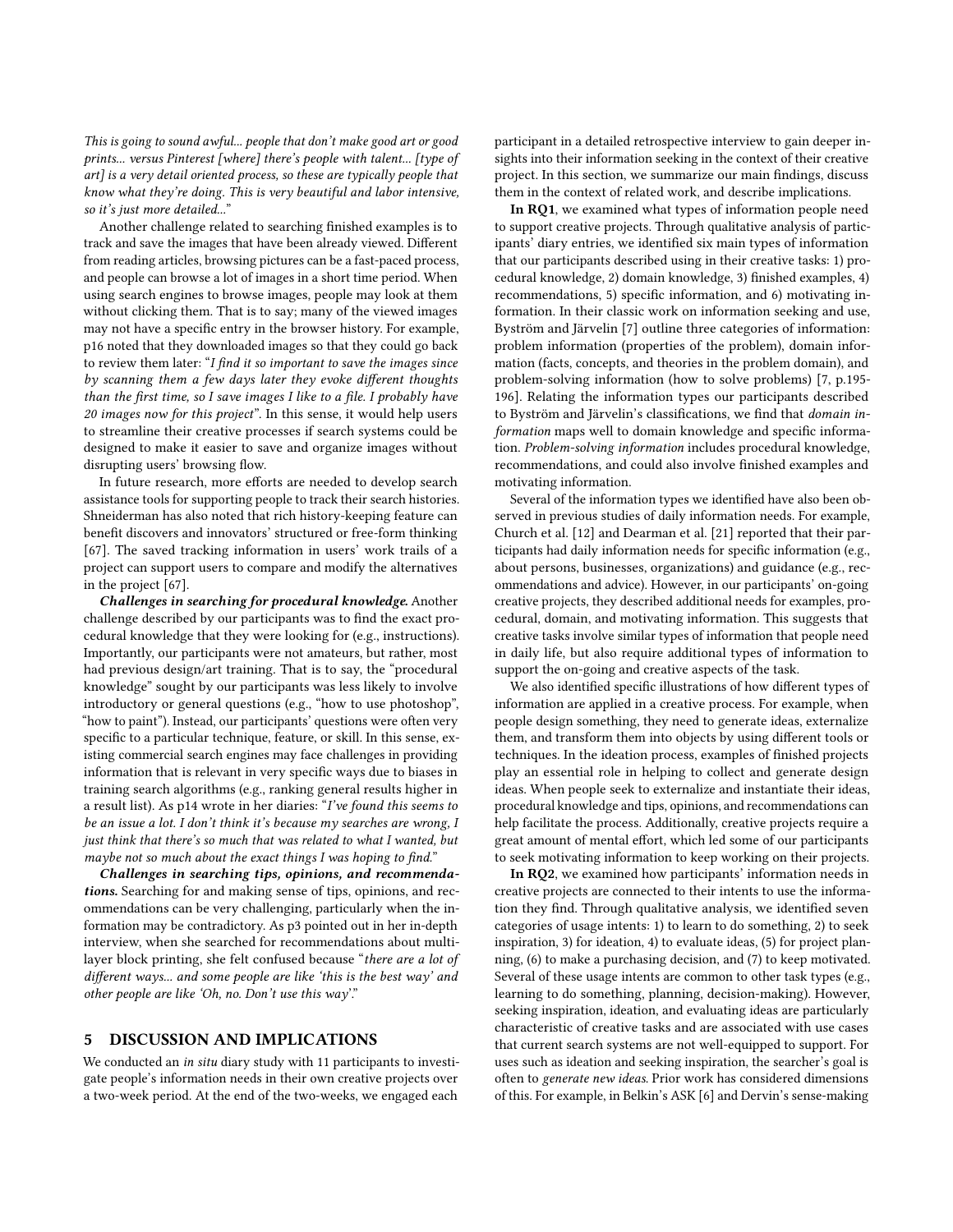*This is going to sound awful... people that don't make good art or good prints... versus Pinterest [where] there's people with talent... [type of art] is a very detail oriented process, so these are typically people that know what they're doing. This is very beautiful and labor intensive, so it's just more detailed...*"

Another challenge related to searching finished examples is to track and save the images that have been already viewed. Different from reading articles, browsing pictures can be a fast-paced process, and people can browse a lot of images in a short time period. When using search engines to browse images, people may look at them without clicking them. That is to say; many of the viewed images may not have a specific entry in the browser history. For example, p16 noted that they downloaded images so that they could go back to review them later: "*I find it so important to save the images since by scanning them a few days later they evoke different thoughts than the first time, so I save images I like to a file. I probably have 20 images now for this project*". In this sense, it would help users to streamline their creative processes if search systems could be designed to make it easier to save and organize images without disrupting users' browsing flow.

In future research, more efforts are needed to develop search assistance tools for supporting people to track their search histories. Shneiderman has also noted that rich history-keeping feature can benefit discovers and innovators' structured or free-form thinking [67]. The saved tracking information in users' work trails of a project can support users to compare and modify the alternatives in the project [67].

***Challenges in searching for procedural knowledge.*** Another challenge described by our participants was to find the exact procedural knowledge that they were looking for (e.g., instructions). Importantly, our participants were not amateurs, but rather, most had previous design/art training. That is to say, the "procedural knowledge" sought by our participants was less likely to involve introductory or general questions (e.g., "how to use photoshop", "how to paint"). Instead, our participants' questions were often very specific to a particular technique, feature, or skill. In this sense, existing commercial search engines may face challenges in providing information that is relevant in very specific ways due to biases in training search algorithms (e.g., ranking general results higher in a result list). As p14 wrote in her diaries: "*I've found this seems to be an issue a lot. I don't think it's because my searches are wrong, I just think that there's so much that was related to what I wanted, but maybe not so much about the exact things I was hoping to find.*"

***Challenges in searching tips, opinions, and recommendations.*** Searching for and making sense of tips, opinions, and recommendations can be very challenging, particularly when the information may be contradictory. As p3 pointed out in her in-depth interview, when she searched for recommendations about multilayer block printing, she felt confused because "*there are a lot of different ways... and some people are like 'this is the best way' and other people are like 'Oh, no. Don't use this way'.*"

## 5 DISCUSSION AND IMPLICATIONS

We conducted an *in situ* diary study with 11 participants to investigate people's information needs in their own creative projects over a two-week period. At the end of the two-weeks, we engaged each participant in a detailed retrospective interview to gain deeper insights into their information seeking in the context of their creative project. In this section, we summarize our main findings, discuss them in the context of related work, and describe implications.

**In RQ1**, we examined what types of information people need to support creative projects. Through qualitative analysis of participants' diary entries, we identified six main types of information that our participants described using in their creative tasks: 1) procedural knowledge, 2) domain knowledge, 3) finished examples, 4) recommendations, 5) specific information, and 6) motivating information. In their classic work on information seeking and use, Byström and Järvelin [7] outline three categories of information: problem information (properties of the problem), domain information (facts, concepts, and theories in the problem domain), and problem-solving information (how to solve problems) [7, p.195-196]. Relating the information types our participants described to Byström and Järvelin's classifications, we find that *domain information* maps well to domain knowledge and specific information. *Problem-solving information* includes procedural knowledge, recommendations, and could also involve finished examples and motivating information.

Several of the information types we identified have also been observed in previous studies of daily information needs. For example, Church et al. [12] and Dearman et al. [21] reported that their participants had daily information needs for specific information (e.g., about persons, businesses, organizations) and guidance (e.g., recommendations and advice). However, in our participants' on-going creative projects, they described additional needs for examples, procedural, domain, and motivating information. This suggests that creative tasks involve similar types of information that people need in daily life, but also require additional types of information to support the on-going and creative aspects of the task.

We also identified specific illustrations of how different types of information are applied in a creative process. For example, when people design something, they need to generate ideas, externalize them, and transform them into objects by using different tools or techniques. In the ideation process, examples of finished projects play an essential role in helping to collect and generate design ideas. When people seek to externalize and instantiate their ideas, procedural knowledge and tips, opinions, and recommendations can help facilitate the process. Additionally, creative projects require a great amount of mental effort, which led some of our participants to seek motivating information to keep working on their projects.

**In RQ2**, we examined how participants' information needs in creative projects are connected to their intents to use the information they find. Through qualitative analysis, we identified seven categories of usage intents: 1) to learn to do something, 2) to seek inspiration, 3) for ideation, 4) to evaluate ideas, (5) for project planning, (6) to make a purchasing decision, and (7) to keep motivated. Several of these usage intents are common to other task types (e.g., learning to do something, planning, decision-making). However, seeking inspiration, ideation, and evaluating ideas are particularly characteristic of creative tasks and are associated with use cases that current search systems are not well-equipped to support. For uses such as ideation and seeking inspiration, the searcher's goal is often to *generate new ideas*. Prior work has considered dimensions of this. For example, in Belkin's ASK [6] and Dervin's sense-making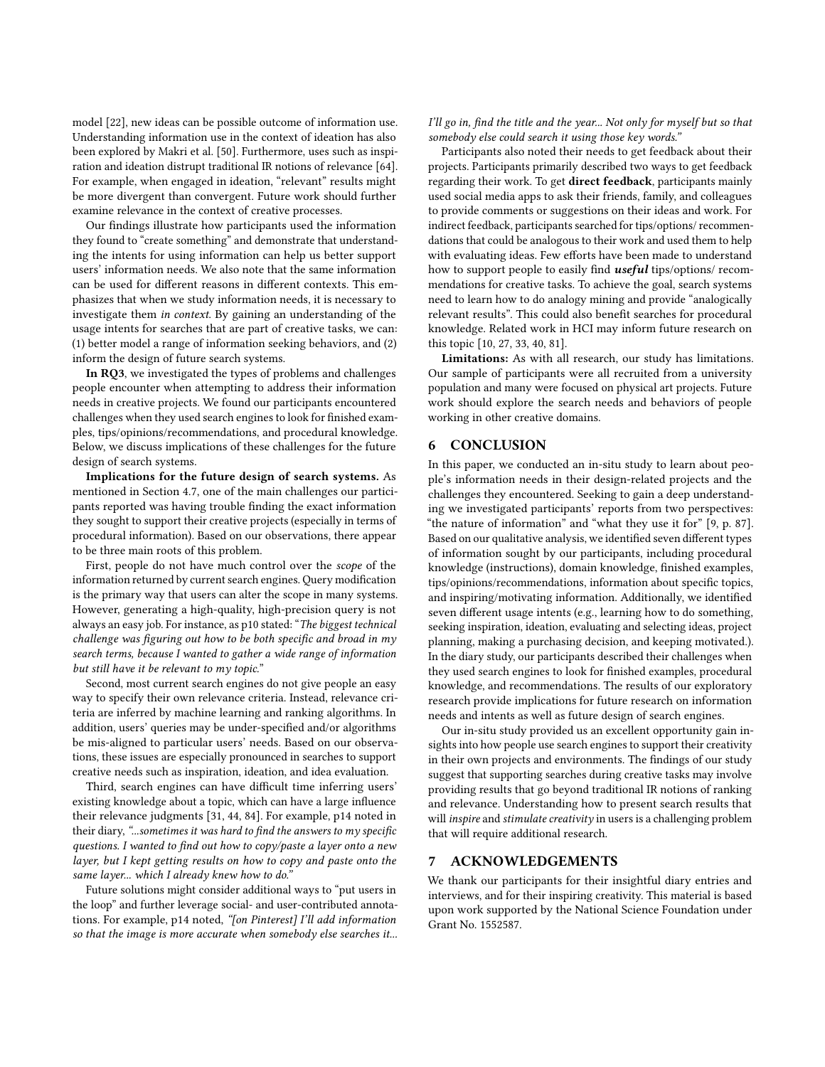model [22], new ideas can be possible outcome of information use. Understanding information use in the context of ideation has also been explored by Makri et al. [50]. Furthermore, uses such as inspiration and ideation distrupt traditional IR notions of relevance [64]. For example, when engaged in ideation, "relevant" results might be more divergent than convergent. Future work should further examine relevance in the context of creative processes.

Our findings illustrate how participants used the information they found to "create something" and demonstrate that understanding the intents for using information can help us better support users' information needs. We also note that the same information can be used for different reasons in different contexts. This emphasizes that when we study information needs, it is necessary to investigate them *in context*. By gaining an understanding of the usage intents for searches that are part of creative tasks, we can: (1) better model a range of information seeking behaviors, and (2) inform the design of future search systems.

**In RQ3**, we investigated the types of problems and challenges people encounter when attempting to address their information needs in creative projects. We found our participants encountered challenges when they used search engines to look for finished examples, tips/opinions/recommendations, and procedural knowledge. Below, we discuss implications of these challenges for the future design of search systems.

**Implications for the future design of search systems.** As mentioned in Section 4.7, one of the main challenges our participants reported was having trouble finding the exact information they sought to support their creative projects (especially in terms of procedural information). Based on our observations, there appear to be three main roots of this problem.

First, people do not have much control over the *scope* of the information returned by current search engines. Query modification is the primary way that users can alter the scope in many systems. However, generating a high-quality, high-precision query is not always an easy job. For instance, as p10 stated: "*The biggest technical challenge was figuring out how to be both specific and broad in my search terms, because I wanted to gather a wide range of information but still have it be relevant to my topic.*"

Second, most current search engines do not give people an easy way to specify their own relevance criteria. Instead, relevance criteria are inferred by machine learning and ranking algorithms. In addition, users' queries may be under-specified and/or algorithms be mis-aligned to particular users' needs. Based on our observations, these issues are especially pronounced in searches to support creative needs such as inspiration, ideation, and idea evaluation.

Third, search engines can have difficult time inferring users' existing knowledge about a topic, which can have a large influence their relevance judgments [31, 44, 84]. For example, p14 noted in their diary, *"...sometimes it was hard to find the answers to my specific questions. I wanted to find out how to copy/paste a layer onto a new layer, but I kept getting results on how to copy and paste onto the same layer... which I already knew how to do."*

Future solutions might consider additional ways to "put users in the loop" and further leverage social- and user-contributed annotations. For example, p14 noted, *"[on Pinterest] I'll add information so that the image is more accurate when somebody else searches it... I'll go in, find the title and the year... Not only for myself but so that somebody else could search it using those key words."*

Participants also noted their needs to get feedback about their projects. Participants primarily described two ways to get feedback regarding their work. To get **direct feedback**, participants mainly used social media apps to ask their friends, family, and colleagues to provide comments or suggestions on their ideas and work. For indirect feedback, participants searched for tips/options/ recommendations that could be analogous to their work and used them to help with evaluating ideas. Few efforts have been made to understand how to support people to easily find ***useful*** tips/options/ recommendations for creative tasks. To achieve the goal, search systems need to learn how to do analogy mining and provide "analogically relevant results". This could also benefit searches for procedural knowledge. Related work in HCI may inform future research on this topic [10, 27, 33, 40, 81].

**Limitations:** As with all research, our study has limitations. Our sample of participants were all recruited from a university population and many were focused on physical art projects. Future work should explore the search needs and behaviors of people working in other creative domains.

## 6 CONCLUSION

In this paper, we conducted an in-situ study to learn about people's information needs in their design-related projects and the challenges they encountered. Seeking to gain a deep understanding we investigated participants' reports from two perspectives: "the nature of information" and "what they use it for" [9, p. 87]. Based on our qualitative analysis, we identified seven different types of information sought by our participants, including procedural knowledge (instructions), domain knowledge, finished examples, tips/opinions/recommendations, information about specific topics, and inspiring/motivating information. Additionally, we identified seven different usage intents (e.g., learning how to do something, seeking inspiration, ideation, evaluating and selecting ideas, project planning, making a purchasing decision, and keeping motivated.). In the diary study, our participants described their challenges when they used search engines to look for finished examples, procedural knowledge, and recommendations. The results of our exploratory research provide implications for future research on information needs and intents as well as future design of search engines.

Our in-situ study provided us an excellent opportunity gain insights into how people use search engines to support their creativity in their own projects and environments. The findings of our study suggest that supporting searches during creative tasks may involve providing results that go beyond traditional IR notions of ranking and relevance. Understanding how to present search results that will *inspire* and *stimulate creativity* in users is a challenging problem that will require additional research.

## 7 ACKNOWLEDGEMENTS

We thank our participants for their insightful diary entries and interviews, and for their inspiring creativity. This material is based upon work supported by the National Science Foundation under Grant No. 1552587.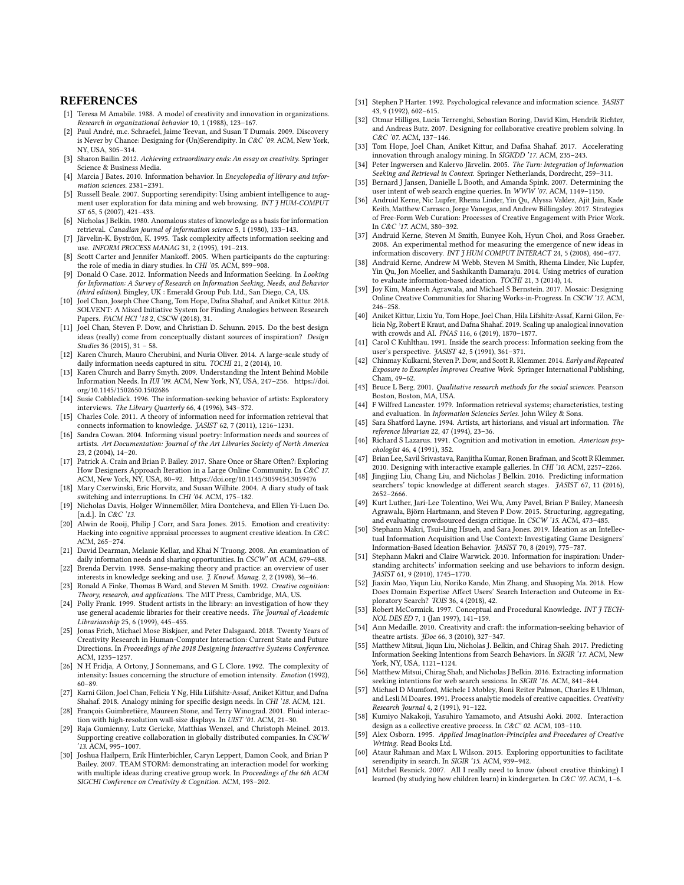## REFERENCES

[1] Teresa M Amabile. 1988. A model of creativity and innovation in organizations. *Research in organizational behavior* 10, 1 (1988), 123–167.

[2] Paul André, m.c. Schraefel, Jaime Teevan, and Susan T Dumais. 2009. Discovery is Never by Chance: Designing for (Un)Serendipity. In *C&C '09*. ACM, New York, NY, USA, 305–314.

[3] Sharon Bailin. 2012. *Achieving extraordinary ends: An essay on creativity*. Springer Science & Business Media.

[4] Marcia J Bates. 2010. Information behavior. In *Encyclopedia of library and information sciences*. 2381–2391.

[5] Russell Beale. 2007. Supporting serendipity: Using ambient intelligence to augment user exploration for data mining and web browsing. *INT J HUM-COMPUT ST* 65, 5 (2007), 421–433.

[6] Nicholas J Belkin. 1980. Anomalous states of knowledge as a basis for information retrieval. *Canadian journal of information science* 5, 1 (1980), 133–143.

[7] Järvelin-K. Byström, K. 1995. Task complexity affects information seeking and use. *INFORM PROCESS MANAG* 31, 2 (1995), 191–213.

[8] Scott Carter and Jennifer Mankoff. 2005. When participants do the capturing: the role of media in diary studies. In *CHI '05*. ACM, 899–908.

[9] Donald O Case. 2012. Information Needs and Information Seeking. In *Looking for Information: A Survey of Research on Information Seeking, Needs, and Behavior (third edition)*. Bingley, UK : Emerald Group Pub. Ltd., San Diego, CA, US.

[10] Joel Chan, Joseph Chee Chang, Tom Hope, Dafna Shahaf, and Aniket Kittur. 2018. SOLVENT: A Mixed Initiative System for Finding Analogies between Research Papers. *PACM HCI '18* 2, CSCW (2018), 31.

[11] Joel Chan, Steven P. Dow, and Christian D. Schunn. 2015. Do the best design ideas (really) come from conceptually distant sources of inspiration? *Design Studies* 36 (2015), 31 – 58.

[12] Karen Church, Mauro Cherubini, and Nuria Oliver. 2014. A large-scale study of daily information needs captured in situ. *TOCHI* 21, 2 (2014), 10.

[13] Karen Church and Barry Smyth. 2009. Understanding the Intent Behind Mobile Information Needs. In *IUI '09*. ACM, New York, NY, USA, 247–256. https://doi.org/10.1145/1502650.1502686

[14] Susie Cobbledick. 1996. The information-seeking behavior of artists: Exploratory interviews. *The Library Quarterly* 66, 4 (1996), 343–372.

[15] Charles Cole. 2011. A theory of information need for information retrieval that connects information to knowledge. *JASIST* 62, 7 (2011), 1216–1231.

[16] Sandra Cowan. 2004. Informing visual poetry: Information needs and sources of artists. *Art Documentation: Journal of the Art Libraries Society of North America* 23, 2 (2004), 14–20.

[17] Patrick A. Crain and Brian P. Bailey. 2017. Share Once or Share Often?: Exploring How Designers Approach Iteration in a Large Online Community. In *C&C 17*. ACM, New York, NY, USA, 80–92. https://doi.org/10.1145/3059454.3059476

[18] Mary Czerwinski, Eric Horvitz, and Susan Wilhite. 2004. A diary study of task switching and interruptions. In *CHI '04*. ACM, 175–182.

[19] Nicholas Davis, Holger Winnemöller, Mira Dontcheva, and Ellen Yi-Luen Do. [n.d.]. In *C&C '13*.

[20] Alwin de Rooij, Philip J Corr, and Sara Jones. 2015. Emotion and creativity: Hacking into cognitive appraisal processes to augment creative ideation. In *C&C*. ACM, 265–274.

[21] David Dearman, Melanie Kellar, and Khai N Truong. 2008. An examination of daily information needs and sharing opportunities. In *CSCW' 08*. ACM, 679–688.

[22] Brenda Dervin. 1998. Sense-making theory and practice: an overview of user interests in knowledge seeking and use. *J. Knowl. Manag.* 2, 2 (1998), 36–46.

[23] Ronald A Finke, Thomas B Ward, and Steven M Smith. 1992. *Creative cognition: Theory, research, and applications*. The MIT Press, Cambridge, MA, US.

[24] Polly Frank. 1999. Student artists in the library: an investigation of how they use general academic libraries for their creative needs. *The Journal of Academic Librarianship* 25, 6 (1999), 445–455.

[25] Jonas Frich, Michael Mose Biskjaer, and Peter Dalsgaard. 2018. Twenty Years of Creativity Research in Human-Computer Interaction: Current State and Future Directions. In *Proceedings of the 2018 Designing Interactive Systems Conference*. ACM, 1235–1257.

[26] N H Fridja, A Ortony, J Sonnemans, and G L Clore. 1992. The complexity of intensity: Issues concerning the structure of emotion intensity. *Emotion* (1992), 60–89.

[27] Karni Gilon, Joel Chan, Felicia Y Ng, Hila Liifshitz-Assaf, Aniket Kittur, and Dafna Shahaf. 2018. Analogy mining for specific design needs. In *CHI '18*. ACM, 121.

[28] François Guimbretière, Maureen Stone, and Terry Winograd. 2001. Fluid interaction with high-resolution wall-size displays. In *UIST '01*. ACM, 21–30.

[29] Raja Gumienny, Lutz Gericke, Matthias Wenzel, and Christoph Meinel. 2013. Supporting creative collaboration in globally distributed companies. In *CSCW '13*. ACM, 995–1007.

[30] Joshua Hailpern, Erik Hinterbichler, Caryn Leppert, Damon Cook, and Brian P Bailey. 2007. TEAM STORM: demonstrating an interaction model for working with multiple ideas during creative group work. In *Proceedings of the 6th ACM SIGCHI Conference on Creativity & Cognition*. ACM, 193–202.

[31] Stephen P Harter. 1992. Psychological relevance and information science. *JASIST* 43, 9 (1992), 602–615.

[32] Otmar Hilliges, Lucia Terrenghi, Sebastian Boring, David Kim, Hendrik Richter, and Andreas Butz. 2007. Designing for collaborative creative problem solving. In *C&C '07*. ACM, 137–146.

[33] Tom Hope, Joel Chan, Aniket Kittur, and Dafna Shahaf. 2017. Accelerating innovation through analogy mining. In *SIGKDD '17*. ACM, 235–243.

[34] Peter Ingwersen and Kalervo Järvelin. 2005. *The Turn: Integration of Information Seeking and Retrieval in Context*. Springer Netherlands, Dordrecht, 259–311.

[35] Bernard J Jansen, Danielle L Booth, and Amanda Spink. 2007. Determining the user intent of web search engine queries. In *WWW '07*. ACM, 1149–1150.

[36] Andruid Kerne, Nic Lupfer, Rhema Linder, Yin Qu, Alyssa Valdez, Ajit Jain, Kade Keith, Matthew Carrasco, Jorge Vanegas, and Andrew Billingsley. 2017. Strategies of Free-Form Web Curation: Processes of Creative Engagement with Prior Work. In *C&C '17*. ACM, 380–392.

[37] Andruid Kerne, Steven M Smith, Eunyee Koh, Hyun Choi, and Ross Graeber. 2008. An experimental method for measuring the emergence of new ideas in information discovery. *INT J HUM COMPUT INTERACT* 24, 5 (2008), 460–477.

[38] Andruid Kerne, Andrew M Webb, Steven M Smith, Rhema Linder, Nic Lupfer, Yin Qu, Jon Moeller, and Sashikanth Damaraju. 2014. Using metrics of curation to evaluate information-based ideation. *TOCHI* 21, 3 (2014), 14.

[39] Joy Kim, Maneesh Agrawala, and Michael S Bernstein. 2017. Mosaic: Designing Online Creative Communities for Sharing Works-in-Progress. In *CSCW '17*. ACM, 246–258.

[40] Aniket Kittur, Lixiu Yu, Tom Hope, Joel Chan, Hila Lifshitz-Assaf, Karni Gilon, Felicia Ng, Robert E Kraut, and Dafna Shahaf. 2019. Scaling up analogical innovation with crowds and AI. *PNAS* 116, 6 (2019), 1870–1877.

[41] Carol C Kuhlthau. 1991. Inside the search process: Information seeking from the user's perspective. *JASIST* 42, 5 (1991), 361–371.

[42] Chinmay Kulkarni, Steven P. Dow, and Scott R. Klemmer. 2014. *Early and Repeated Exposure to Examples Improves Creative Work*. Springer International Publishing, Cham, 49–62.

[43] Bruce L Berg. 2001. *Qualitative research methods for the social sciences*. Pearson Boston, Boston, MA, USA.

[44] F Wilfred Lancaster. 1979. Information retrieval systems; characteristics, testing and evaluation. In *Information Sciencies Series*. John Wiley & Sons.

[45] Sara Shatford Layne. 1994. Artists, art historians, and visual art information. *The reference librarian* 22, 47 (1994), 23–36.

[46] Richard S Lazarus. 1991. Cognition and motivation in emotion. *American psychologist* 46, 4 (1991), 352.

[47] Brian Lee, Savil Srivastava, Ranjitha Kumar, Ronen Brafman, and Scott R Klemmer. 2010. Designing with interactive example galleries. In *CHI '10*. ACM, 2257–2266.

[48] Jingjing Liu, Chang Liu, and Nicholas J Belkin. 2016. Predicting information searchers' topic knowledge at different search stages. *JASIST* 67, 11 (2016), 2652–2666.

[49] Kurt Luther, Jari-Lee Tolentino, Wei Wu, Amy Pavel, Brian P Bailey, Maneesh Agrawala, Björn Hartmann, and Steven P Dow. 2015. Structuring, aggregating, and evaluating crowdsourced design critique. In *CSCW '15*. ACM, 473–485.

[50] Stephann Makri, Tsui-Ling Hsueh, and Sara Jones. 2019. Ideation as an Intellectual Information Acquisition and Use Context: Investigating Game Designers' Information-Based Ideation Behavior. *JASIST* 70, 8 (2019), 775–787.

[51] Stephann Makri and Claire Warwick. 2010. Information for inspiration: Understanding architects' information seeking and use behaviors to inform design. *JASIST* 61, 9 (2010), 1745–1770.

[52] Jiaxin Mao, Yiqun Liu, Noriko Kando, Min Zhang, and Shaoping Ma. 2018. How Does Domain Expertise Affect Users' Search Interaction and Outcome in Exploratory Search? *TOIS* 36, 4 (2018), 42.

[53] Robert McCormick. 1997. Conceptual and Procedural Knowledge. *INT J TECHNOL DES ED* 7, 1 (Jan 1997), 141–159.

[54] Ann Medaille. 2010. Creativity and craft: the information-seeking behavior of theatre artists. *JDoc* 66, 3 (2010), 327–347.

[55] Matthew Mitsui, Jiqun Liu, Nicholas J. Belkin, and Chirag Shah. 2017. Predicting Information Seeking Intentions from Search Behaviors. In *SIGIR '17*. ACM, New York, NY, USA, 1121–1124.

[56] Matthew Mitsui, Chirag Shah, and Nicholas J Belkin. 2016. Extracting information seeking intentions for web search sessions. In *SIGIR '16*. ACM, 841–844.

[57] Michael D Mumford, Michele I Mobley, Roni Reiter Palmon, Charles E Uhlman, and Lesli M Doares. 1991. Process analytic models of creative capacities. *Creativity Research Journal* 4, 2 (1991), 91–122.

[58] Kumiyo Nakakoji, Yasuhiro Yamamoto, and Atsushi Aoki. 2002. Interaction design as a collective creative process. In *C&C' 02*. ACM, 103–110.

[59] Alex Osborn. 1995. *Applied Imagination-Principles and Procedures of Creative Writing*. Read Books Ltd.

[60] Ataur Rahman and Max L Wilson. 2015. Exploring opportunities to facilitate serendipity in search. In *SIGIR '15*. ACM, 939–942.

[61] Mitchel Resnick. 2007. All I really need to know (about creative thinking) I learned (by studying how children learn) in kindergarten. In *C&C '07*. ACM, 1–6.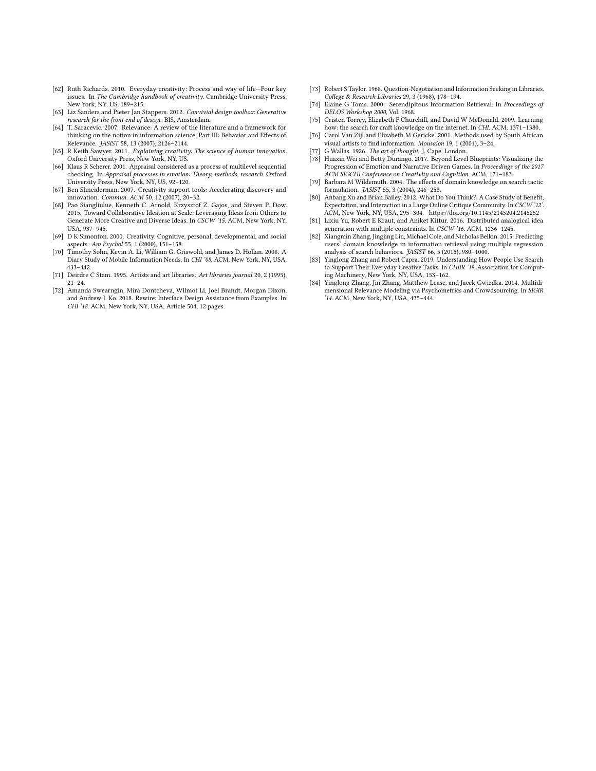- [62] Ruth Richards. 2010. Everyday creativity: Process and way of life—Four key issues. In *The Cambridge handbook of creativity.* Cambridge University Press, New York, NY, US, 189–215.
- [63] Liz Sanders and Pieter Jan Stappers. 2012. *Convivial design toolbox: Generative research for the front end of design.* BIS, Amsterdam.
- [64] T. Saracevic. 2007. Relevance: A review of the literature and a framework for thinking on the notion in information science. Part III: Behavior and Effects of Relevance. *JASIST* 58, 13 (2007), 2126–2144.
- [65] R Keith Sawyer. 2011. *Explaining creativity: The science of human innovation.* Oxford University Press, New York, NY, US.
- [66] Klaus R Scherer. 2001. Appraisal considered as a process of multilevel sequential checking. In *Appraisal processes in emotion: Theory, methods, research.* Oxford University Press, New York, NY, US, 92–120.
- [67] Ben Shneiderman. 2007. Creativity support tools: Accelerating discovery and innovation. *Commun. ACM* 50, 12 (2007), 20–32.
- [68] Pao Siangliulue, Kenneth C. Arnold, Krzysztof Z. Gajos, and Steven P. Dow. 2015. Toward Collaborative Ideation at Scale: Leveraging Ideas from Others to Generate More Creative and Diverse Ideas. In *CSCW '15.* ACM, New York, NY, USA, 937–945.
- [69] D K Simonton. 2000. Creativity. Cognitive, personal, developmental, and social aspects. *Am Psychol* 55, 1 (2000), 151–158.
- [70] Timothy Sohn, Kevin A. Li, William G. Griswold, and James D. Hollan. 2008. A Diary Study of Mobile Information Needs. In *CHI '08.* ACM, New York, NY, USA, 433–442.
- [71] Deirdre C Stam. 1995. Artists and art libraries. *Art libraries journal* 20, 2 (1995), 21–24.
- [72] Amanda Swearngin, Mira Dontcheva, Wilmot Li, Joel Brandt, Morgan Dixon, and Andrew J. Ko. 2018. Rewire: Interface Design Assistance from Examples. In *CHI '18.* ACM, New York, NY, USA, Article 504, 12 pages.
- [73] Robert S Taylor. 1968. Question-Negotiation and Information Seeking in Libraries. *College & Research Libraries* 29, 3 (1968), 178–194.
- [74] Elaine G Toms. 2000. Serendipitous Information Retrieval. In *Proceedings of DELOS Workshop 2000,* Vol. 1968.
- [75] Cristen Torrey, Elizabeth F Churchill, and David W McDonald. 2009. Learning how: the search for craft knowledge on the internet. In *CHI.* ACM, 1371–1380.
- [76] Carol Van Zijl and Elizabeth M Gericke. 2001. Methods used by South African visual artists to find information. *Mousaion* 19, 1 (2001), 3–24.
- [77] G Wallas. 1926. *The art of thought.* J. Cape, London.
- [78] Huaxin Wei and Betty Durango. 2017. Beyond Level Blueprints: Visualizing the Progression of Emotion and Narrative Driven Games. In *Proceedings of the 2017 ACM SIGCHI Conference on Creativity and Cognition.* ACM, 171–183.
- [79] Barbara M Wildemuth. 2004. The effects of domain knowledge on search tactic formulation. *JASIST* 55, 3 (2004), 246–258.
- [80] Anbang Xu and Brian Bailey. 2012. What Do You Think?: A Case Study of Benefit, Expectation, and Interaction in a Large Online Critique Community. In *CSCW '12'.* ACM, New York, NY, USA, 295–304. https://doi.org/10.1145/2145204.2145252
- [81] Lixiu Yu, Robert E Kraut, and Aniket Kittur. 2016. Distributed analogical idea generation with multiple constraints. In *CSCW '16.* ACM, 1236–1245.
- [82] Xiangmin Zhang, Jingjing Liu, Michael Cole, and Nicholas Belkin. 2015. Predicting users' domain knowledge in information retrieval using multiple regression analysis of search behaviors. *JASIST* 66, 5 (2015), 980–1000.
- [83] Yinglong Zhang and Robert Capra. 2019. Understanding How People Use Search to Support Their Everyday Creative Tasks. In *CHIIR '19.* Association for Computing Machinery, New York, NY, USA, 153–162.
- [84] Yinglong Zhang, Jin Zhang, Matthew Lease, and Jacek Gwizdka. 2014. Multidimensional Relevance Modeling via Psychometrics and Crowdsourcing. In *SIGIR '14.* ACM, New York, NY, USA, 435–444.